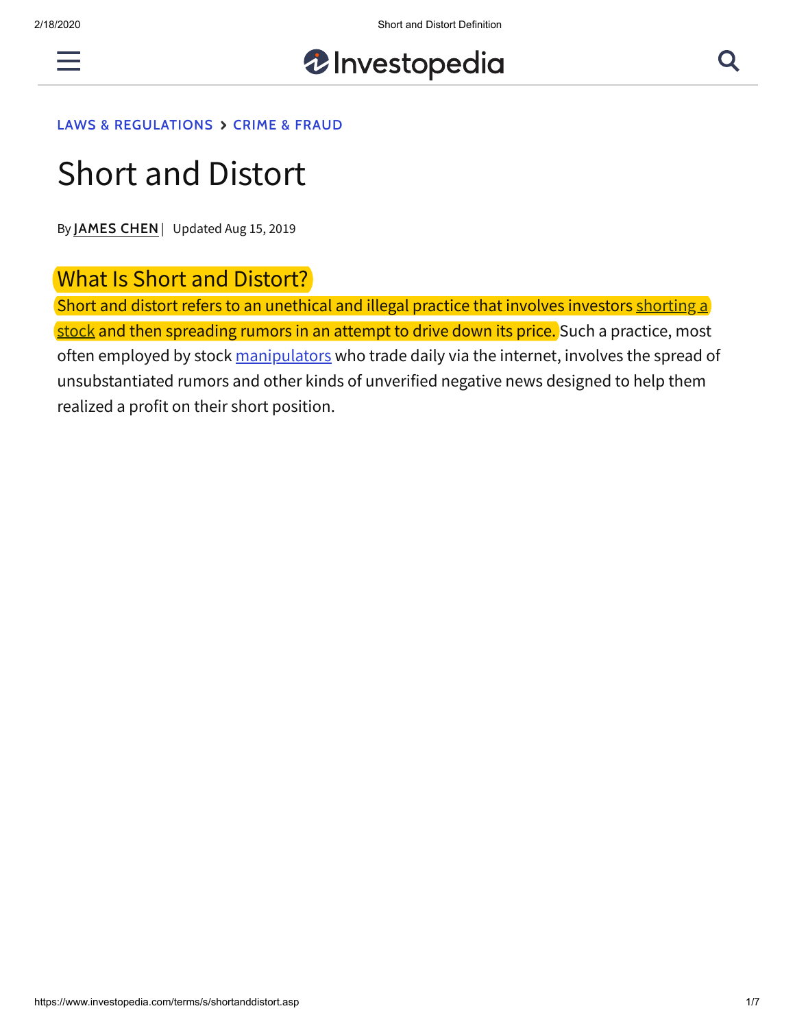LAWS & REGULATIONS > CRIME & FRAUD

# Short and Distort

By JAMES CHEN | Updated Aug 15, 2019

## What Is Short and Distort?

Short and distort refers to an unethical and illegal practice that involves investors shorting a stock and then spreading rumors in an attempt to drive down its price. Such a practice, most often employed by stock manipulators who trade daily via the internet, involves the spread of unsubstantiated rumors and other kinds of unverified negative news designed to help them realized a profit on their short position.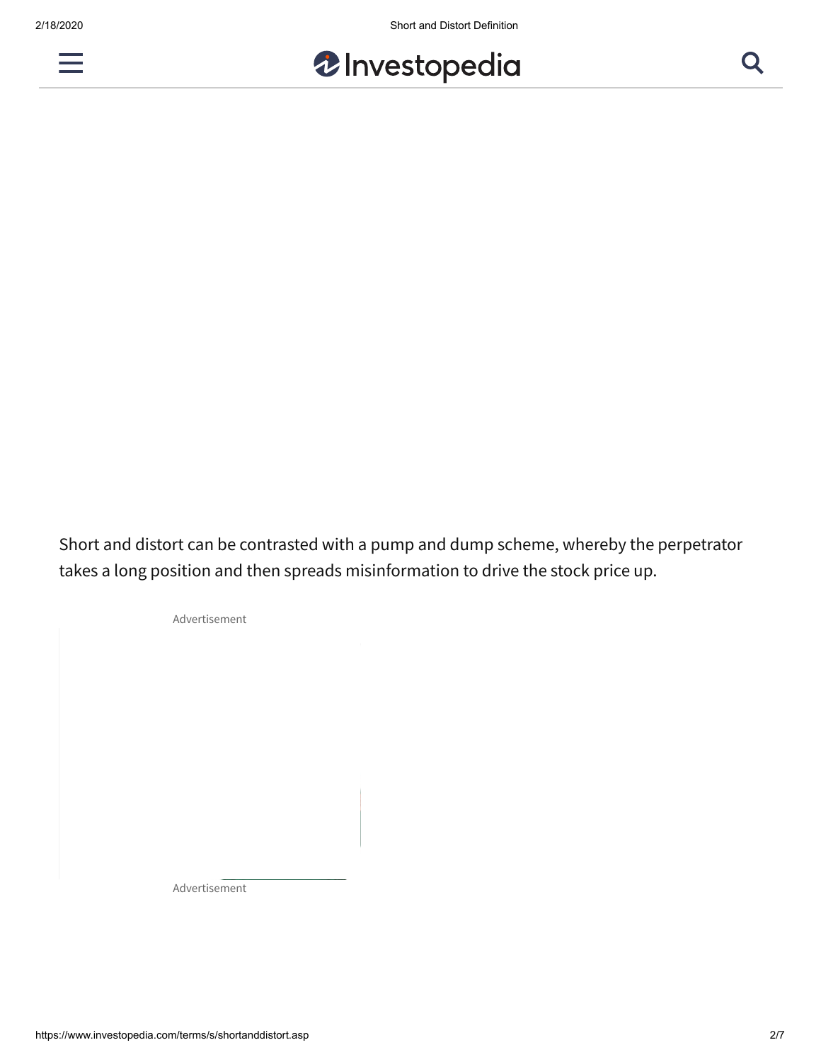Short and distort can be contrasted with a pump and dump scheme, whereby the perpetrator takes a long position and then spreads misinformation to drive the stock price up.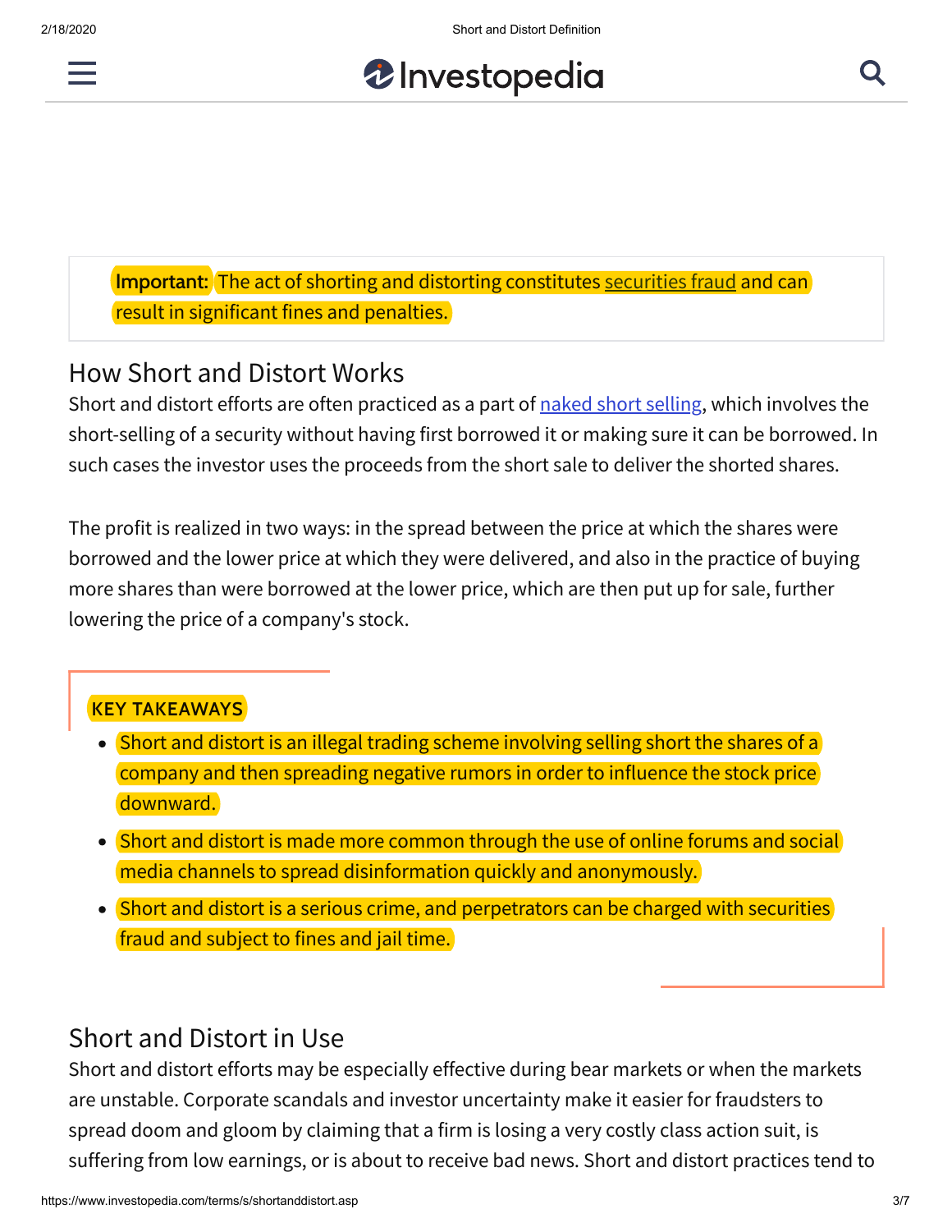**Important:** The act of shorting and distorting constitutes securities fraud and can result in significant fines and penalties.

## How Short and Distort Works

Short and distort efforts are often practiced as a part of naked short selling, which involves the short-selling of a security without having first borrowed it or making sure it can be borrowed. In such cases the investor uses the proceeds from the short sale to deliver the shorted shares.

The profit is realized in two ways: in the spread between the price at which the shares were borrowed and the lower price at which they were delivered, and also in the practice of buying more shares than were borrowed at the lower price, which are then put up for sale, further lowering the price of a company's stock.

**KEY TAKEAWAYS**

- Short and distort is an illegal trading scheme involving selling short the shares of a company and then spreading negative rumors in order to influence the stock price downward.
- Short and distort is made more common through the use of online forums and social media channels to spread disinformation quickly and anonymously.
- Short and distort is a serious crime, and perpetrators can be charged with securities fraud and subject to fines and jail time.

## Short and Distort in Use

Short and distort efforts may be especially effective during bear markets or when the markets are unstable. Corporate scandals and investor uncertainty make it easier for fraudsters to spread doom and gloom by claiming that a firm is losing a very costly class action suit, is suffering from low earnings, or is about to receive bad news. Short and distort practices tend to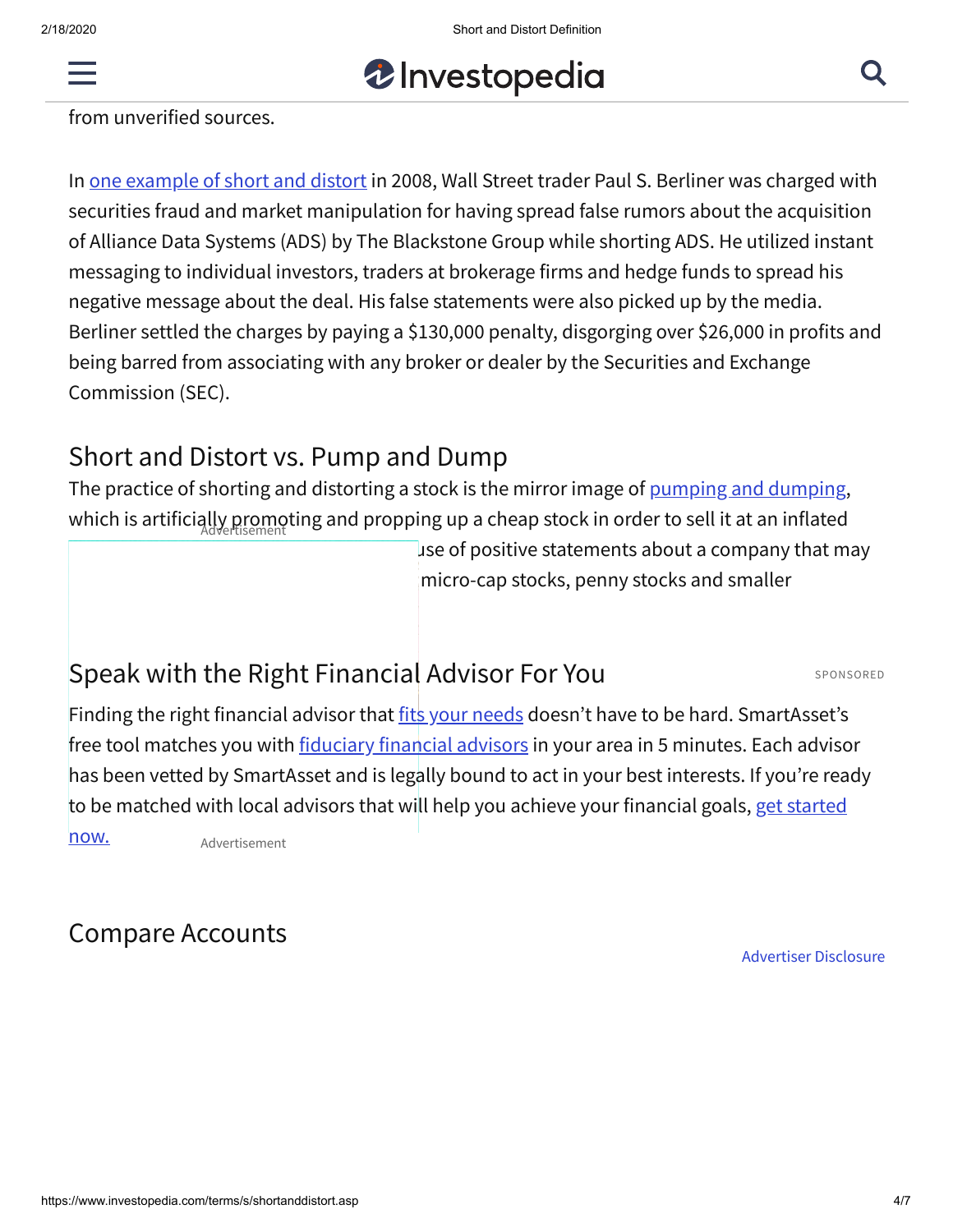from unverified sources.

In one example of short and distort in 2008, Wall Street trader Paul S. Berliner was charged with securities fraud and market manipulation for having spread false rumors about the acquisition of Alliance Data Systems (ADS) by The Blackstone Group while shorting ADS. He utilized instant messaging to individual investors, traders at brokerage firms and hedge funds to spread his negative message about the deal. His false statements were also picked up by the media. Berliner settled the charges by paying a $130,000 penalty, disgorging over $26,000 in profits and being barred from associating with any broker or dealer by the Securities and Exchange Commission (SEC).

## Short and Distort vs. Pump and Dump

The practice of shorting and distorting a stock is the mirror image of pumping and dumping, which is artificially promoting and propping up a cheap stock in order to sell it at an inflated ...use of positive statements about a company that may ... micro-cap stocks, penny stocks and smaller

## Speak with the Right Financial Advisor For You

SPONSORED

Finding the right financial advisor that fits your needs doesn't have to be hard. SmartAsset's free tool matches you with fiduciary financial advisors in your area in 5 minutes. Each advisor has been vetted by SmartAsset and is legally bound to act in your best interests. If you're ready to be matched with local advisors that will help you achieve your financial goals, get started now.

## Compare Accounts

Advertiser Disclosure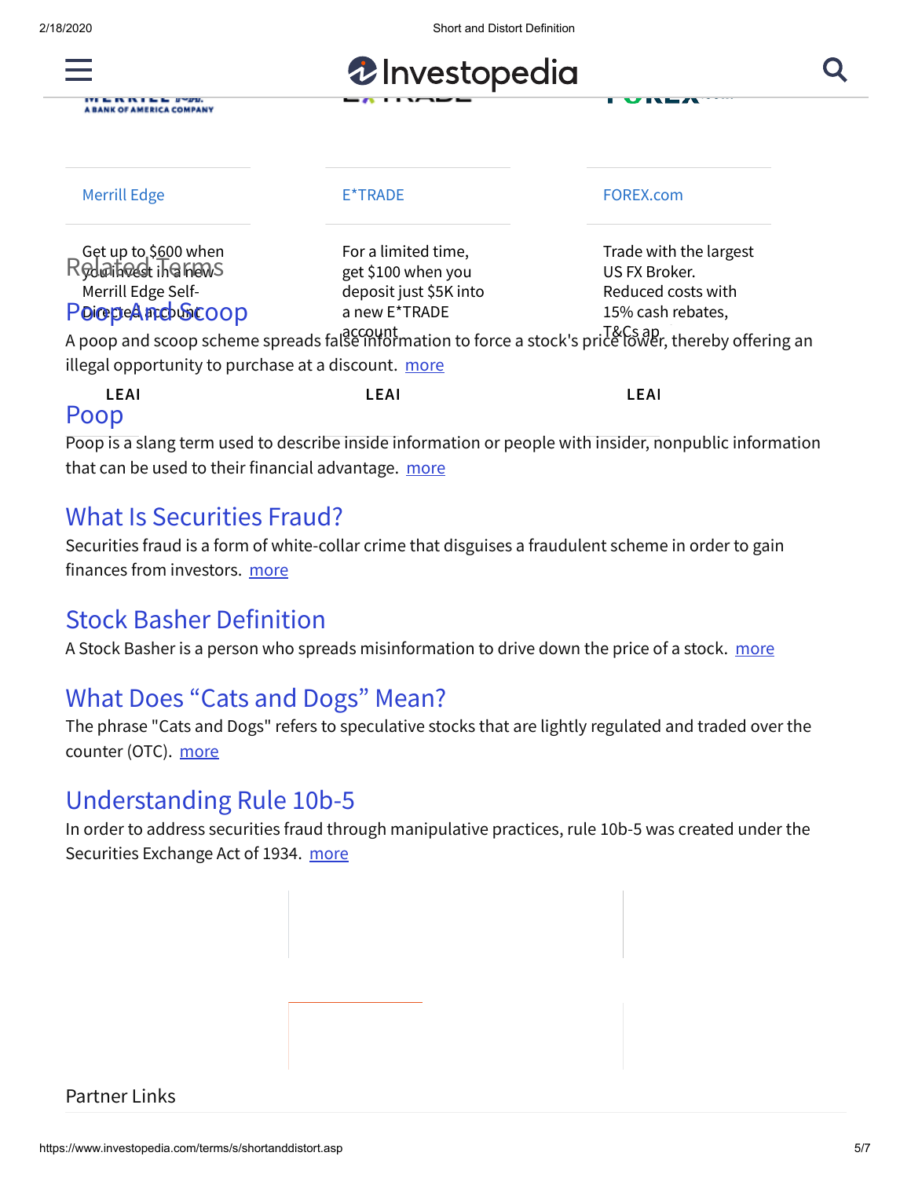Merrill Edge

Get up to $600 when you invest in a new Merrill Edge Self-Directed account

E*TRADE

For a limited time, get $100 when you deposit just $5K into a new E*TRADE account

FOREX.com

Trade with the largest US FX Broker. Reduced costs with 15% cash rebates, T&Cs ap

LEAI LEAI LEAI

## Related Terms

### Poop And Scoop

A poop and scoop scheme spreads false information to force a stock's price lower, thereby offering an illegal opportunity to purchase at a discount. more

### Poop

Poop is a slang term used to describe inside information or people with insider, nonpublic information that can be used to their financial advantage. more

### What Is Securities Fraud?

Securities fraud is a form of white-collar crime that disguises a fraudulent scheme in order to gain finances from investors. more

### Stock Basher Definition

A Stock Basher is a person who spreads misinformation to drive down the price of a stock. more

### What Does "Cats and Dogs" Mean?

The phrase "Cats and Dogs" refers to speculative stocks that are lightly regulated and traded over the counter (OTC). more

### Understanding Rule 10b-5

In order to address securities fraud through manipulative practices, rule 10b-5 was created under the Securities Exchange Act of 1934. more

Partner Links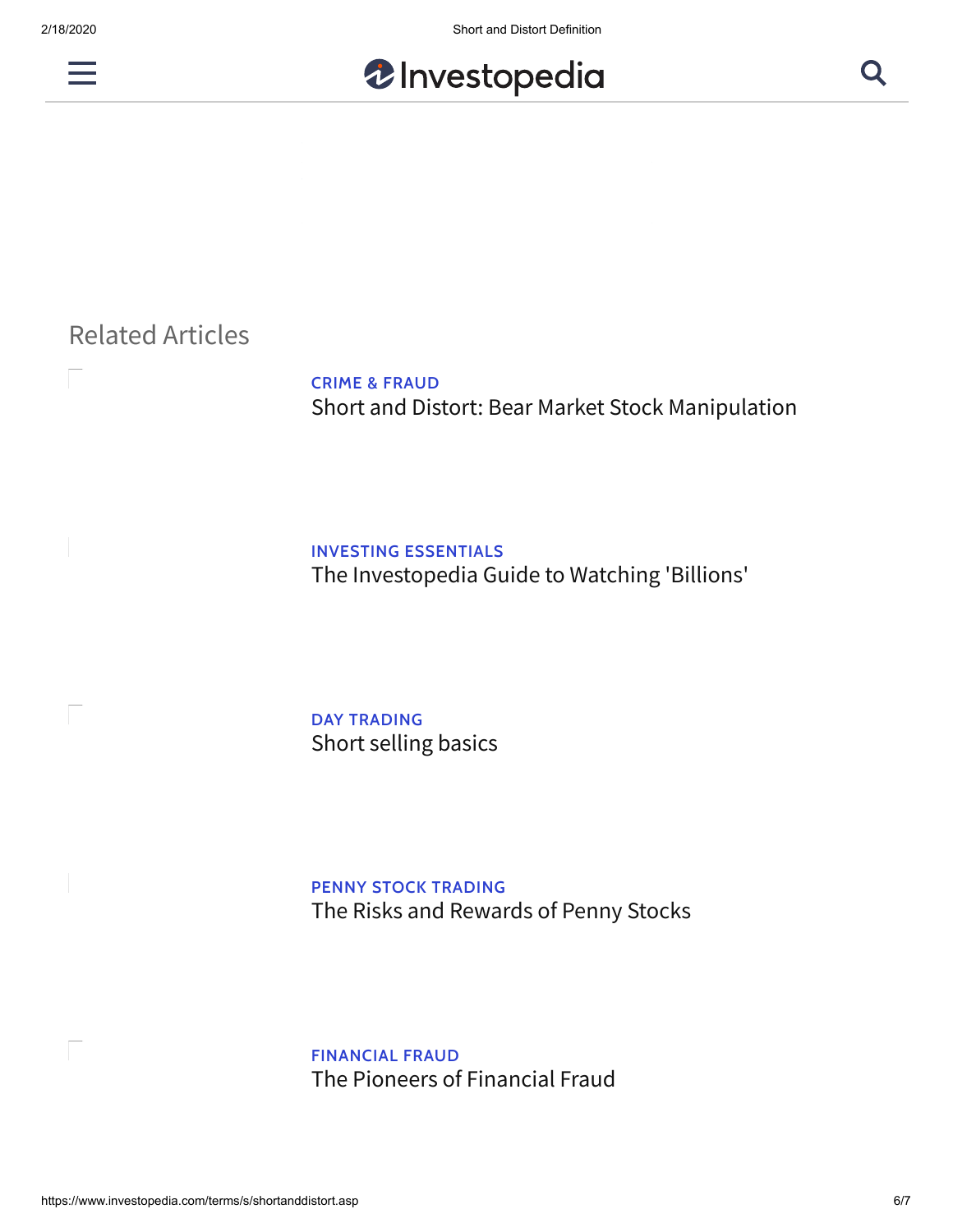## Related Articles

CRIME & FRAUD
Short and Distort: Bear Market Stock Manipulation

INVESTING ESSENTIALS
The Investopedia Guide to Watching 'Billions'

DAY TRADING
Short selling basics

PENNY STOCK TRADING
The Risks and Rewards of Penny Stocks

FINANCIAL FRAUD
The Pioneers of Financial Fraud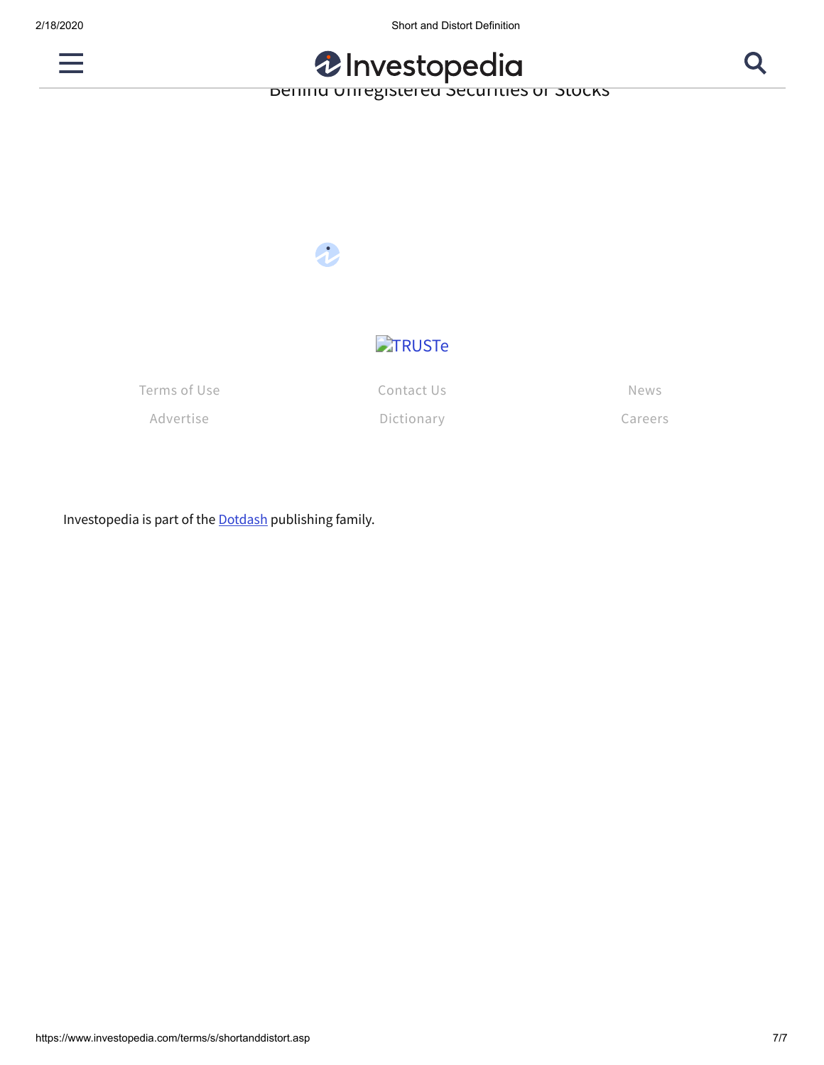Behind Unregistered Securities or Stocks

TRUSTe

Terms of Use

Contact Us

News

Advertise

Dictionary

Careers

Investopedia is part of the Dotdash publishing family.